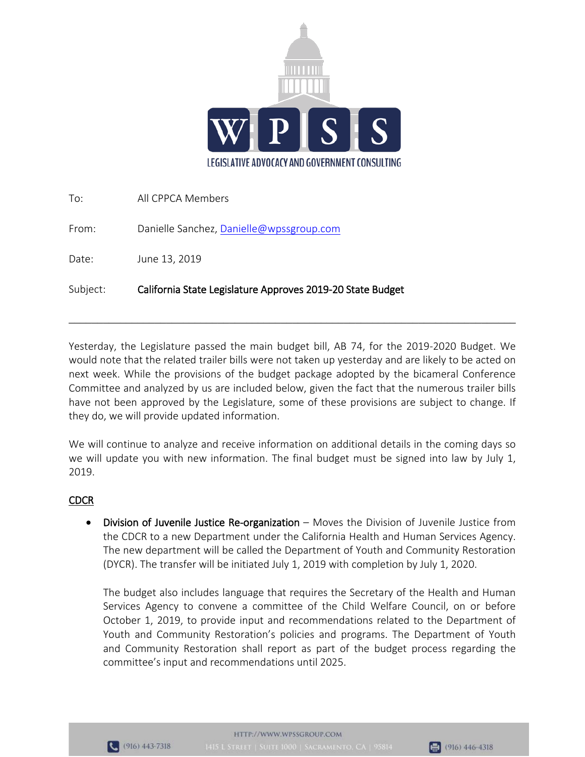WPSS

LEGISLATIVE ADVOCACY AND GOVERNMENT CONSULTING

To: All CPPCA Members

From: Danielle Sanchez, Danielle@wpssgroup.com

Date: June 13, 2019

Subject: **California State Legislature Approves 2019-20 State Budget**

---

Yesterday, the Legislature passed the main budget bill, AB 74, for the 2019-2020 Budget. We would note that the related trailer bills were not taken up yesterday and are likely to be acted on next week. While the provisions of the budget package adopted by the bicameral Conference Committee and analyzed by us are included below, given the fact that the numerous trailer bills have not been approved by the Legislature, some of these provisions are subject to change. If they do, we will provide updated information.

We will continue to analyze and receive information on additional details in the coming days so we will update you with new information. The final budget must be signed into law by July 1, 2019.

## CDCR

- **Division of Juvenile Justice Re-organization** – Moves the Division of Juvenile Justice from the CDCR to a new Department under the California Health and Human Services Agency. The new department will be called the Department of Youth and Community Restoration (DYCR). The transfer will be initiated July 1, 2019 with completion by July 1, 2020.

  The budget also includes language that requires the Secretary of the Health and Human Services Agency to convene a committee of the Child Welfare Council, on or before October 1, 2019, to provide input and recommendations related to the Department of Youth and Community Restoration's policies and programs. The Department of Youth and Community Restoration shall report as part of the budget process regarding the committee's input and recommendations until 2025.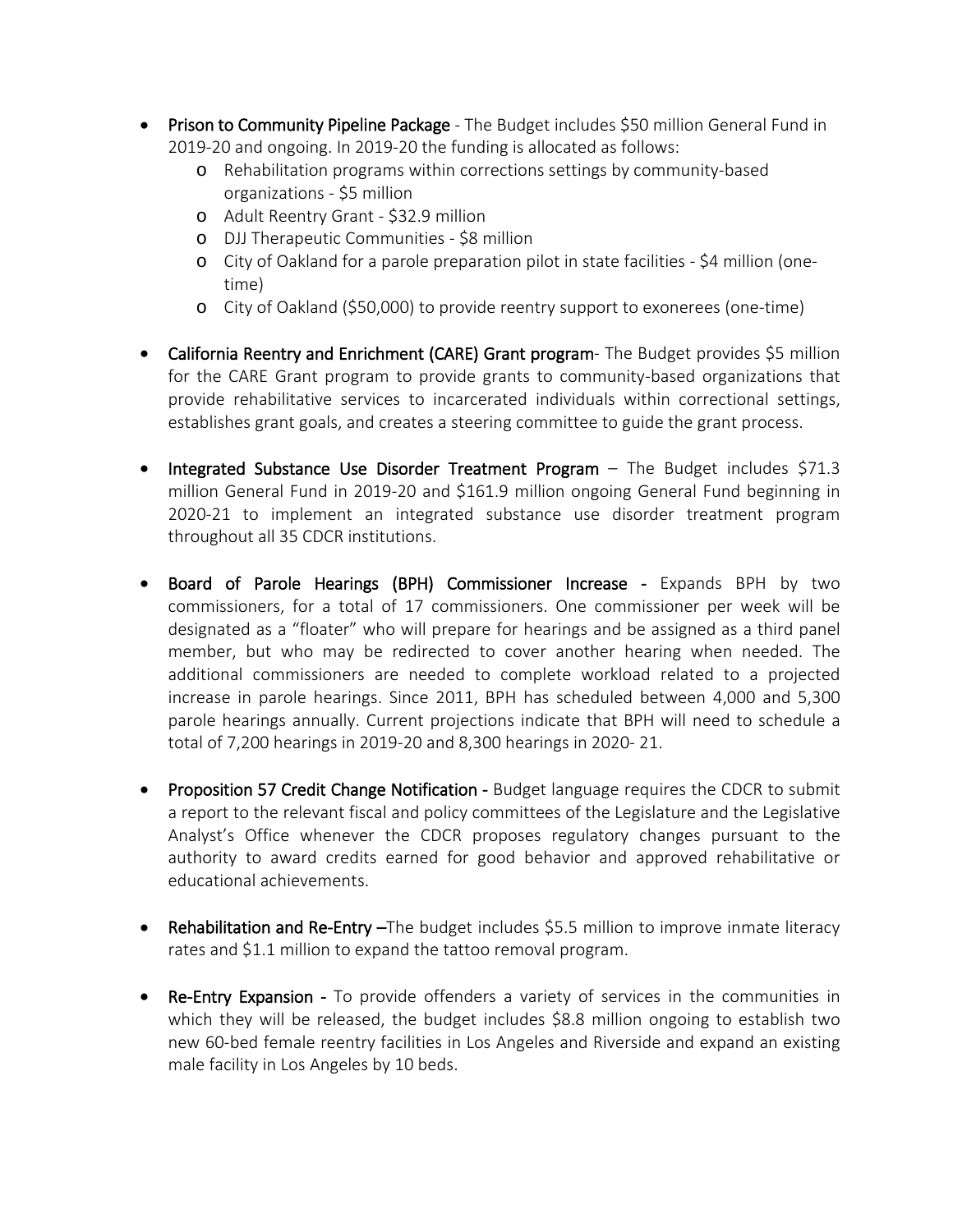- **Prison to Community Pipeline Package** - The Budget includes $50 million General Fund in 2019-20 and ongoing. In 2019-20 the funding is allocated as follows:
    - Rehabilitation programs within corrections settings by community-based organizations - $5 million
    - Adult Reentry Grant - $32.9 million
    - DJJ Therapeutic Communities - $8 million
    - City of Oakland for a parole preparation pilot in state facilities - $4 million (one-time)
    - City of Oakland ($50,000) to provide reentry support to exonerees (one-time)

- **California Reentry and Enrichment (CARE) Grant program**- The Budget provides $5 million for the CARE Grant program to provide grants to community-based organizations that provide rehabilitative services to incarcerated individuals within correctional settings, establishes grant goals, and creates a steering committee to guide the grant process.

- **Integrated Substance Use Disorder Treatment Program** – The Budget includes $71.3 million General Fund in 2019-20 and $161.9 million ongoing General Fund beginning in 2020-21 to implement an integrated substance use disorder treatment program throughout all 35 CDCR institutions.

- **Board of Parole Hearings (BPH) Commissioner Increase -** Expands BPH by two commissioners, for a total of 17 commissioners. One commissioner per week will be designated as a "floater" who will prepare for hearings and be assigned as a third panel member, but who may be redirected to cover another hearing when needed. The additional commissioners are needed to complete workload related to a projected increase in parole hearings. Since 2011, BPH has scheduled between 4,000 and 5,300 parole hearings annually. Current projections indicate that BPH will need to schedule a total of 7,200 hearings in 2019-20 and 8,300 hearings in 2020- 21.

- **Proposition 57 Credit Change Notification -** Budget language requires the CDCR to submit a report to the relevant fiscal and policy committees of the Legislature and the Legislative Analyst's Office whenever the CDCR proposes regulatory changes pursuant to the authority to award credits earned for good behavior and approved rehabilitative or educational achievements.

- **Rehabilitation and Re-Entry –**The budget includes $5.5 million to improve inmate literacy rates and $1.1 million to expand the tattoo removal program.

- **Re-Entry Expansion -** To provide offenders a variety of services in the communities in which they will be released, the budget includes $8.8 million ongoing to establish two new 60-bed female reentry facilities in Los Angeles and Riverside and expand an existing male facility in Los Angeles by 10 beds.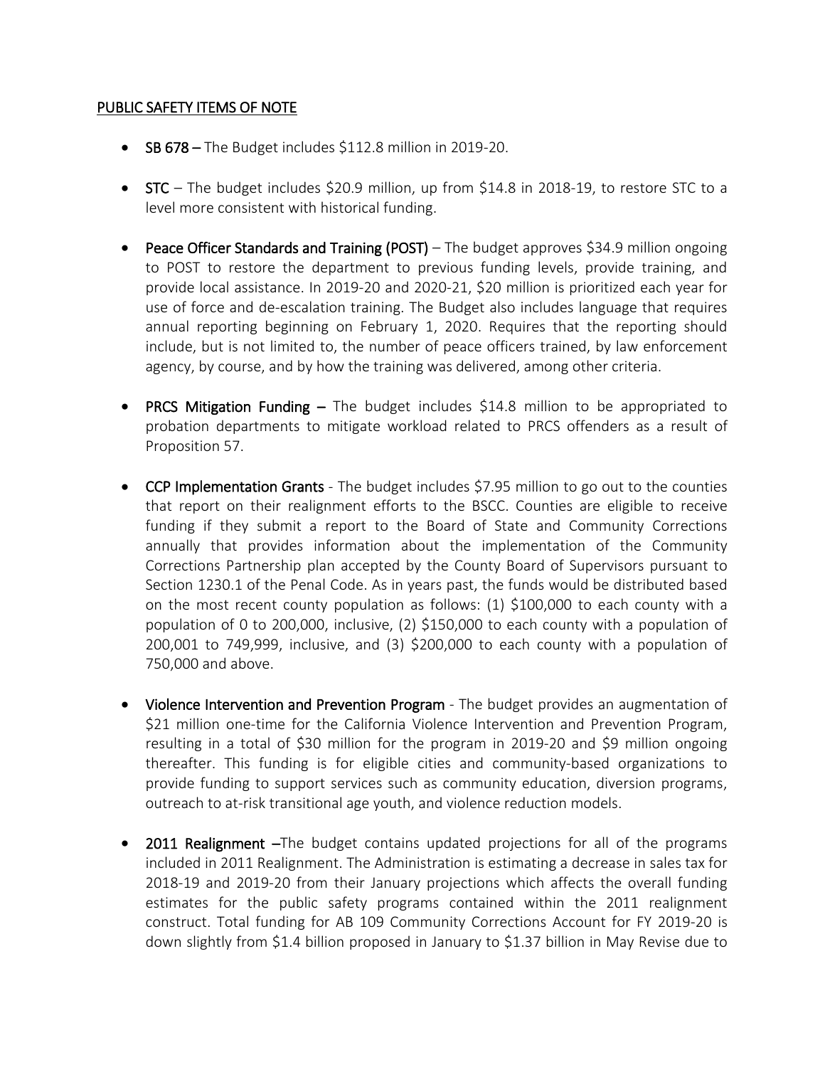## PUBLIC SAFETY ITEMS OF NOTE

- **SB 678 –** The Budget includes $112.8 million in 2019-20.

- **STC** – The budget includes $20.9 million, up from $14.8 in 2018-19, to restore STC to a level more consistent with historical funding.

- **Peace Officer Standards and Training (POST)** – The budget approves $34.9 million ongoing to POST to restore the department to previous funding levels, provide training, and provide local assistance. In 2019-20 and 2020-21, $20 million is prioritized each year for use of force and de-escalation training. The Budget also includes language that requires annual reporting beginning on February 1, 2020. Requires that the reporting should include, but is not limited to, the number of peace officers trained, by law enforcement agency, by course, and by how the training was delivered, among other criteria.

- **PRCS Mitigation Funding –** The budget includes $14.8 million to be appropriated to probation departments to mitigate workload related to PRCS offenders as a result of Proposition 57.

- **CCP Implementation Grants** - The budget includes $7.95 million to go out to the counties that report on their realignment efforts to the BSCC. Counties are eligible to receive funding if they submit a report to the Board of State and Community Corrections annually that provides information about the implementation of the Community Corrections Partnership plan accepted by the County Board of Supervisors pursuant to Section 1230.1 of the Penal Code. As in years past, the funds would be distributed based on the most recent county population as follows: (1) $100,000 to each county with a population of 0 to 200,000, inclusive, (2) $150,000 to each county with a population of 200,001 to 749,999, inclusive, and (3) $200,000 to each county with a population of 750,000 and above.

- **Violence Intervention and Prevention Program** - The budget provides an augmentation of $21 million one-time for the California Violence Intervention and Prevention Program, resulting in a total of $30 million for the program in 2019-20 and $9 million ongoing thereafter. This funding is for eligible cities and community-based organizations to provide funding to support services such as community education, diversion programs, outreach to at-risk transitional age youth, and violence reduction models.

- **2011 Realignment –**The budget contains updated projections for all of the programs included in 2011 Realignment. The Administration is estimating a decrease in sales tax for 2018-19 and 2019-20 from their January projections which affects the overall funding estimates for the public safety programs contained within the 2011 realignment construct. Total funding for AB 109 Community Corrections Account for FY 2019-20 is down slightly from $1.4 billion proposed in January to $1.37 billion in May Revise due to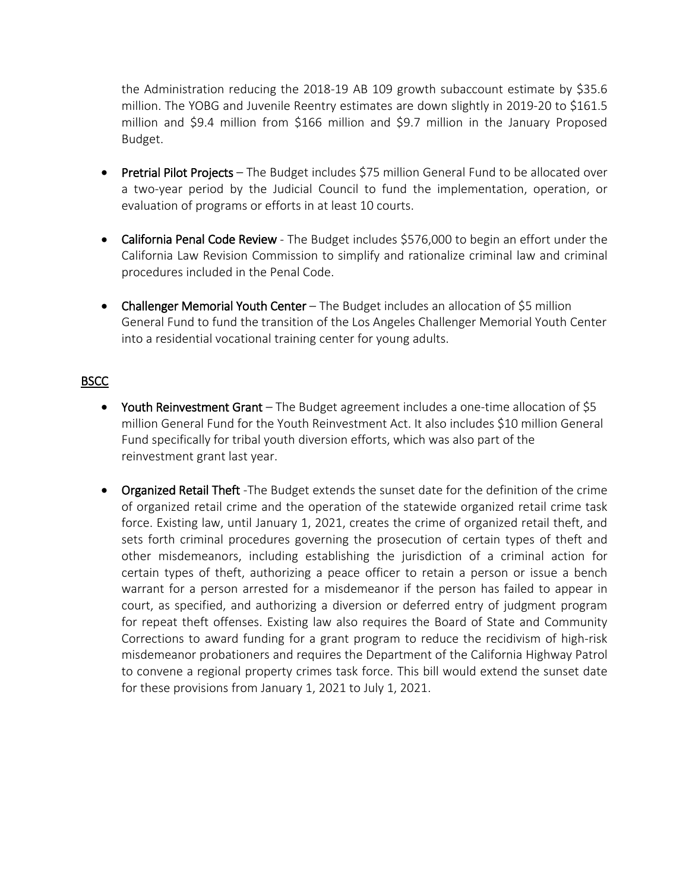the Administration reducing the 2018-19 AB 109 growth subaccount estimate by $35.6 million. The YOBG and Juvenile Reentry estimates are down slightly in 2019-20 to $161.5 million and $9.4 million from $166 million and $9.7 million in the January Proposed Budget.

- **Pretrial Pilot Projects** – The Budget includes $75 million General Fund to be allocated over a two-year period by the Judicial Council to fund the implementation, operation, or evaluation of programs or efforts in at least 10 courts.

- **California Penal Code Review** - The Budget includes $576,000 to begin an effort under the California Law Revision Commission to simplify and rationalize criminal law and criminal procedures included in the Penal Code.

- **Challenger Memorial Youth Center** – The Budget includes an allocation of $5 million General Fund to fund the transition of the Los Angeles Challenger Memorial Youth Center into a residential vocational training center for young adults.

## BSCC

- **Youth Reinvestment Grant** – The Budget agreement includes a one-time allocation of $5 million General Fund for the Youth Reinvestment Act. It also includes $10 million General Fund specifically for tribal youth diversion efforts, which was also part of the reinvestment grant last year.

- **Organized Retail Theft** -The Budget extends the sunset date for the definition of the crime of organized retail crime and the operation of the statewide organized retail crime task force. Existing law, until January 1, 2021, creates the crime of organized retail theft, and sets forth criminal procedures governing the prosecution of certain types of theft and other misdemeanors, including establishing the jurisdiction of a criminal action for certain types of theft, authorizing a peace officer to retain a person or issue a bench warrant for a person arrested for a misdemeanor if the person has failed to appear in court, as specified, and authorizing a diversion or deferred entry of judgment program for repeat theft offenses. Existing law also requires the Board of State and Community Corrections to award funding for a grant program to reduce the recidivism of high-risk misdemeanor probationers and requires the Department of the California Highway Patrol to convene a regional property crimes task force. This bill would extend the sunset date for these provisions from January 1, 2021 to July 1, 2021.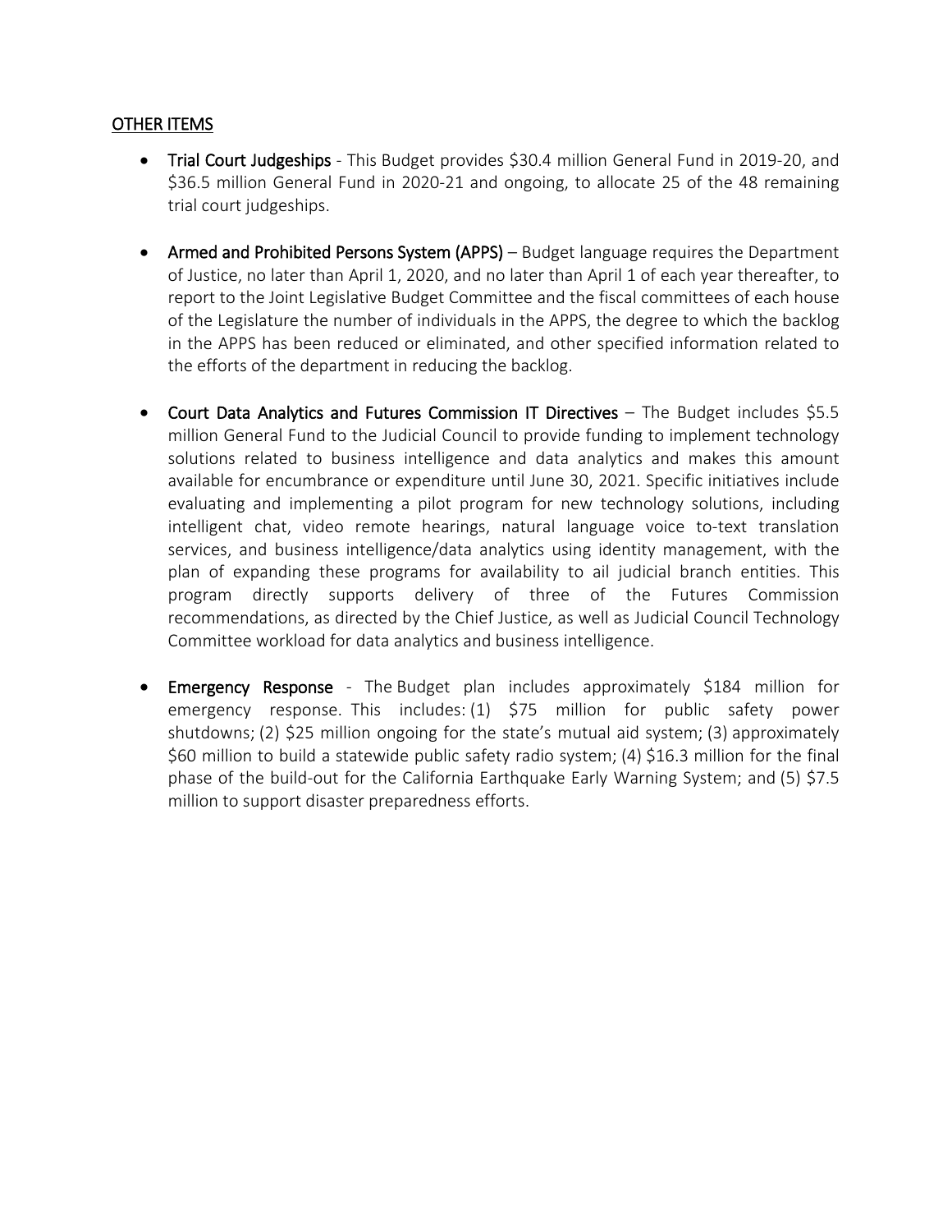## OTHER ITEMS

- **Trial Court Judgeships** - This Budget provides $30.4 million General Fund in 2019-20, and $36.5 million General Fund in 2020-21 and ongoing, to allocate 25 of the 48 remaining trial court judgeships.

- **Armed and Prohibited Persons System (APPS)** – Budget language requires the Department of Justice, no later than April 1, 2020, and no later than April 1 of each year thereafter, to report to the Joint Legislative Budget Committee and the fiscal committees of each house of the Legislature the number of individuals in the APPS, the degree to which the backlog in the APPS has been reduced or eliminated, and other specified information related to the efforts of the department in reducing the backlog.

- **Court Data Analytics and Futures Commission IT Directives** – The Budget includes $5.5 million General Fund to the Judicial Council to provide funding to implement technology solutions related to business intelligence and data analytics and makes this amount available for encumbrance or expenditure until June 30, 2021. Specific initiatives include evaluating and implementing a pilot program for new technology solutions, including intelligent chat, video remote hearings, natural language voice to-text translation services, and business intelligence/data analytics using identity management, with the plan of expanding these programs for availability to ail judicial branch entities. This program directly supports delivery of three of the Futures Commission recommendations, as directed by the Chief Justice, as well as Judicial Council Technology Committee workload for data analytics and business intelligence.

- **Emergency Response** - The Budget plan includes approximately $184 million for emergency response. This includes: (1) $75 million for public safety power shutdowns; (2) $25 million ongoing for the state's mutual aid system; (3) approximately $60 million to build a statewide public safety radio system; (4) $16.3 million for the final phase of the build-out for the California Earthquake Early Warning System; and (5) $7.5 million to support disaster preparedness efforts.